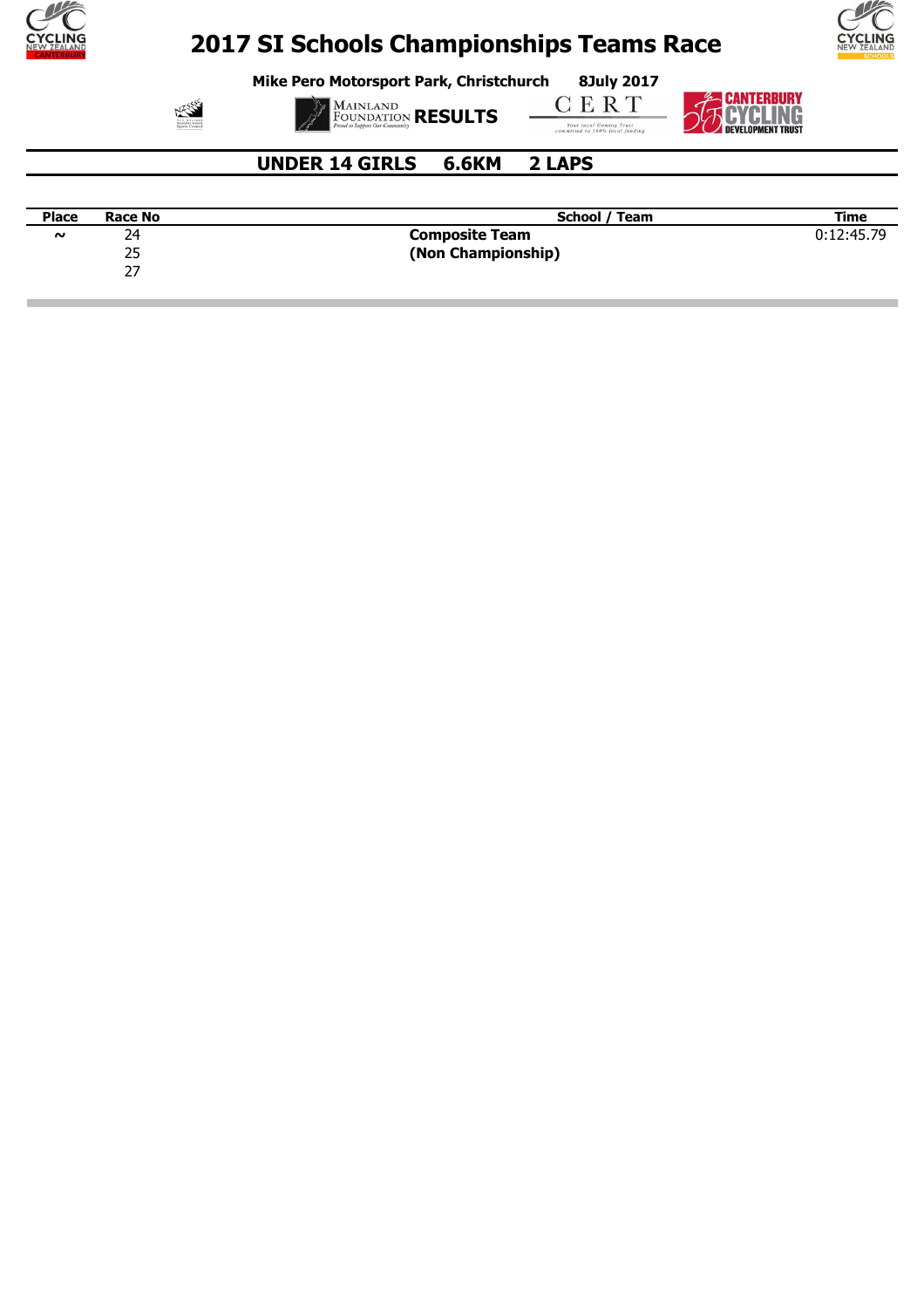# 2017 SI Schools Championships Teams Race

**Mike Pero Motorsport Park, Christchurch** **8July 2017**

**RESULTS**

## UNDER 14 GIRLS 6.6KM 2 LAPS

| Place | Race No | School / Team | Time |
|---|---|---|---|
| ~ | 24 | **Composite Team** | 0:12:45.79 |
| | 25 | **(Non Championship)** | |
| | 27 | | |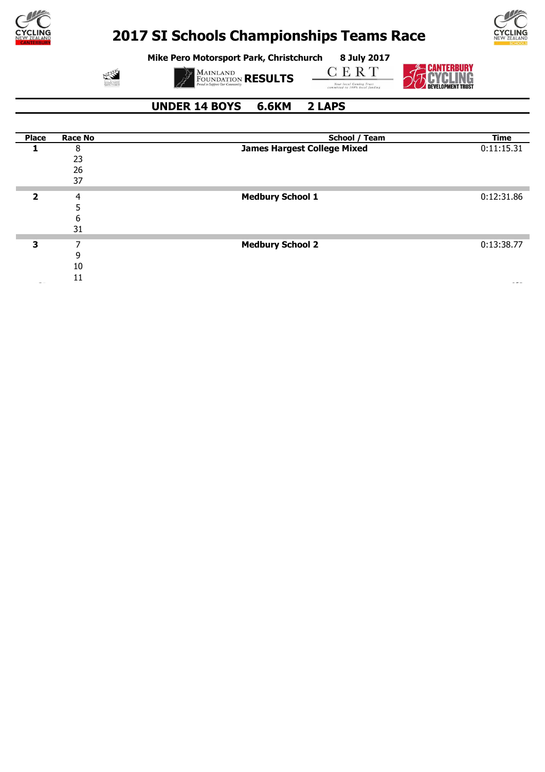# 2017 SI Schools Championships Teams Race

**Mike Pero Motorsport Park, Christchurch** **8 July 2017**

**RESULTS**

## UNDER 14 BOYS 6.6KM 2 LAPS

| Place | Race No | School / Team | Time |
|---|---|---|---|
| **1** | 8 | **James Hargest College Mixed** | 0:11:15.31 |
| | 23 | | |
| | 26 | | |
| | 37 | | |
| **2** | 4 | **Medbury School 1** | 0:12:31.86 |
| | 5 | | |
| | 6 | | |
| | 31 | | |
| **3** | 7 | **Medbury School 2** | 0:13:38.77 |
| | 9 | | |
| | 10 | | |
| | 11 | | |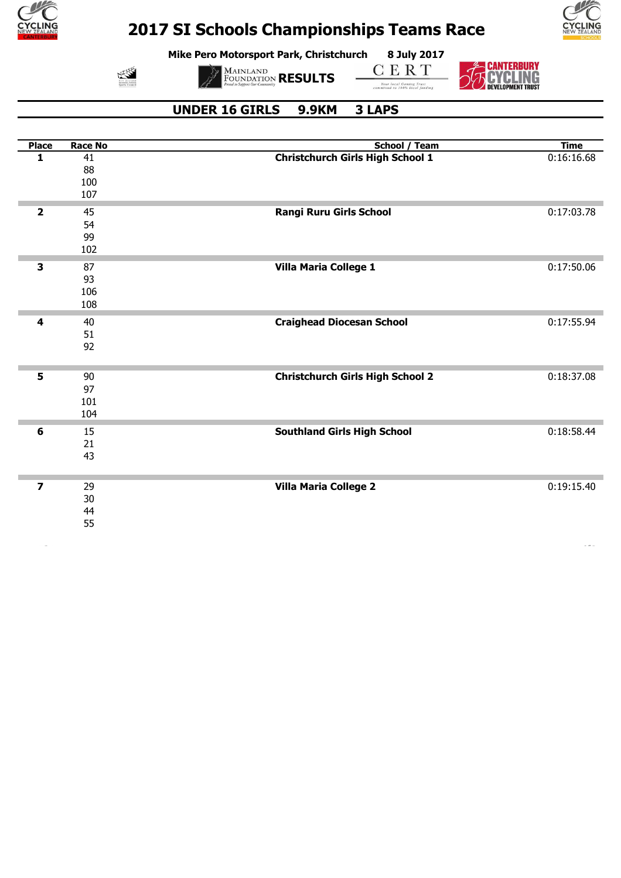# 2017 SI Schools Championships Teams Race

**Mike Pero Motorsport Park, Christchurch** **8 July 2017**

**RESULTS**

## UNDER 16 GIRLS 9.9KM 3 LAPS

| Place | Race No | School / Team | Time |
|---|---|---|---|
| **1** | 41<br>88<br>100<br>107 | **Christchurch Girls High School 1** | 0:16:16.68 |
| **2** | 45<br>54<br>99<br>102 | **Rangi Ruru Girls School** | 0:17:03.78 |
| **3** | 87<br>93<br>106<br>108 | **Villa Maria College 1** | 0:17:50.06 |
| **4** | 40<br>51<br>92 | **Craighead Diocesan School** | 0:17:55.94 |
| **5** | 90<br>97<br>101<br>104 | **Christchurch Girls High School 2** | 0:18:37.08 |
| **6** | 15<br>21<br>43 | **Southland Girls High School** | 0:18:58.44 |
| **7** | 29<br>30<br>44<br>55 | **Villa Maria College 2** | 0:19:15.40 |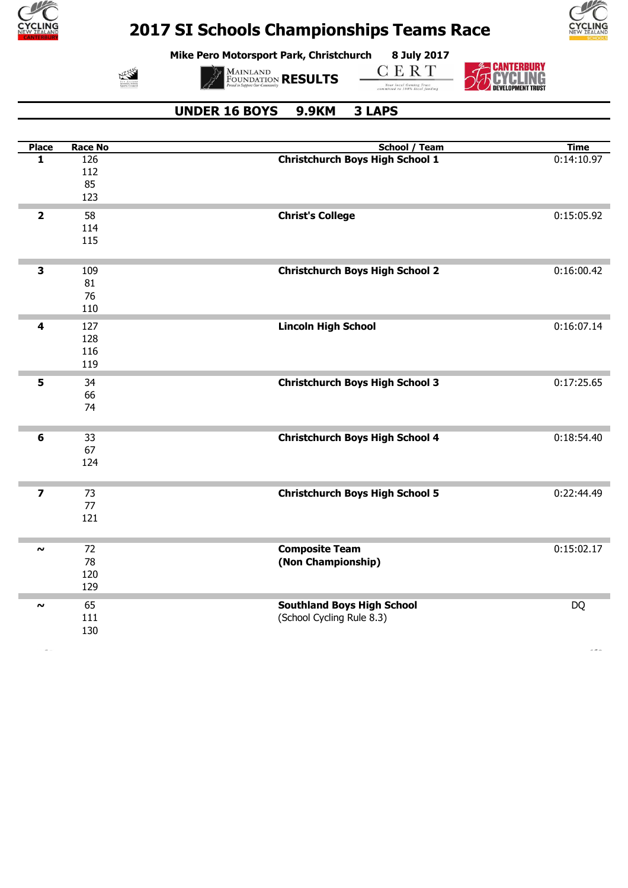# 2017 SI Schools Championships Teams Race

**Mike Pero Motorsport Park, Christchurch 8 July 2017**

**RESULTS**

## UNDER 16 BOYS 9.9KM 3 LAPS

| Place | Race No | School / Team | Time |
|---|---|---|---|
| **1** | 126<br>112<br>85<br>123 | **Christchurch Boys High School 1** | 0:14:10.97 |
| **2** | 58<br>114<br>115 | **Christ's College** | 0:15:05.92 |
| **3** | 109<br>81<br>76<br>110 | **Christchurch Boys High School 2** | 0:16:00.42 |
| **4** | 127<br>128<br>116<br>119 | **Lincoln High School** | 0:16:07.14 |
| **5** | 34<br>66<br>74 | **Christchurch Boys High School 3** | 0:17:25.65 |
| **6** | 33<br>67<br>124 | **Christchurch Boys High School 4** | 0:18:54.40 |
| **7** | 73<br>77<br>121 | **Christchurch Boys High School 5** | 0:22:44.49 |
| **~** | 72<br>78<br>120<br>129 | **Composite Team**<br>**(Non Championship)** | 0:15:02.17 |
| **~** | 65<br>111<br>130 | **Southland Boys High School**<br>(School Cycling Rule 8.3) | DQ |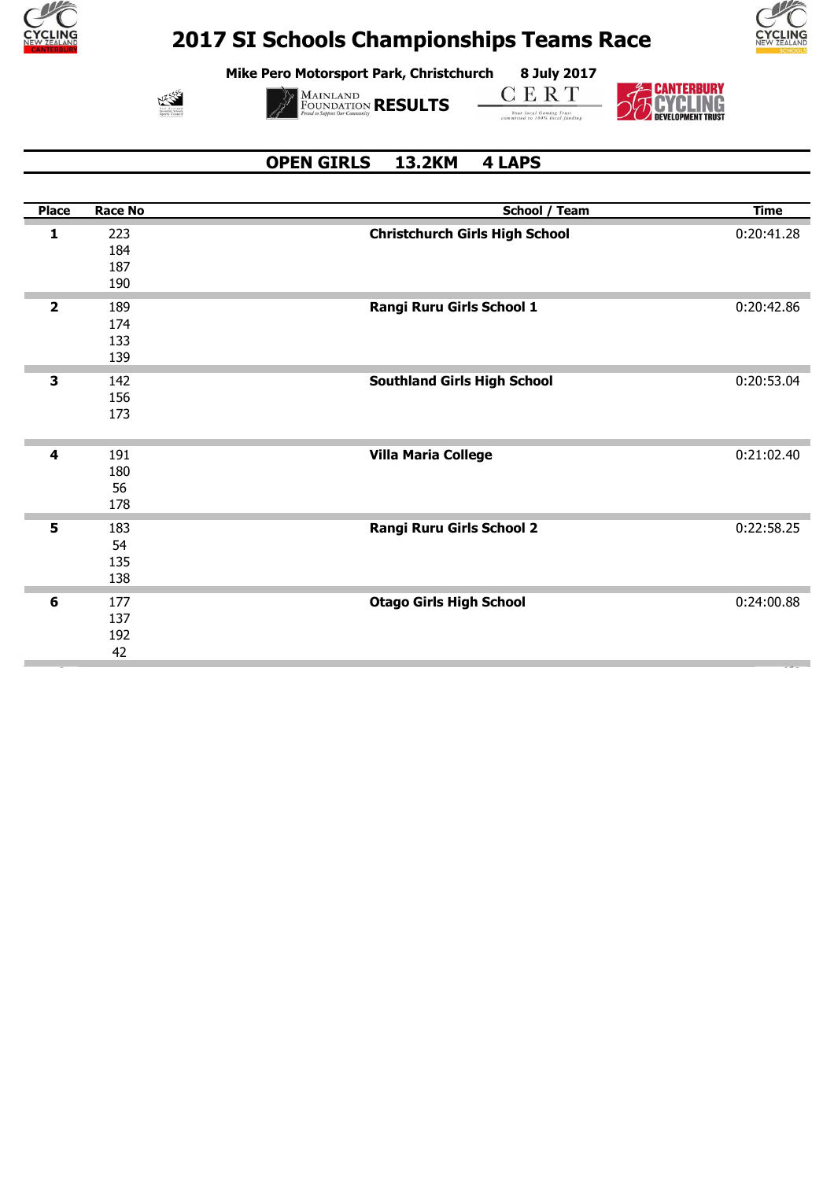# 2017 SI Schools Championships Teams Race

**Mike Pero Motorsport Park, Christchurch 8 July 2017**

**RESULTS**

## OPEN GIRLS 13.2KM 4 LAPS

| Place | Race No | School / Team | Time |
|---|---|---|---|
| **1** | 223<br>184<br>187<br>190 | **Christchurch Girls High School** | 0:20:41.28 |
| **2** | 189<br>174<br>133<br>139 | **Rangi Ruru Girls School 1** | 0:20:42.86 |
| **3** | 142<br>156<br>173 | **Southland Girls High School** | 0:20:53.04 |
| **4** | 191<br>180<br>56<br>178 | **Villa Maria College** | 0:21:02.40 |
| **5** | 183<br>54<br>135<br>138 | **Rangi Ruru Girls School 2** | 0:22:58.25 |
| **6** | 177<br>137<br>192<br>42 | **Otago Girls High School** | 0:24:00.88 |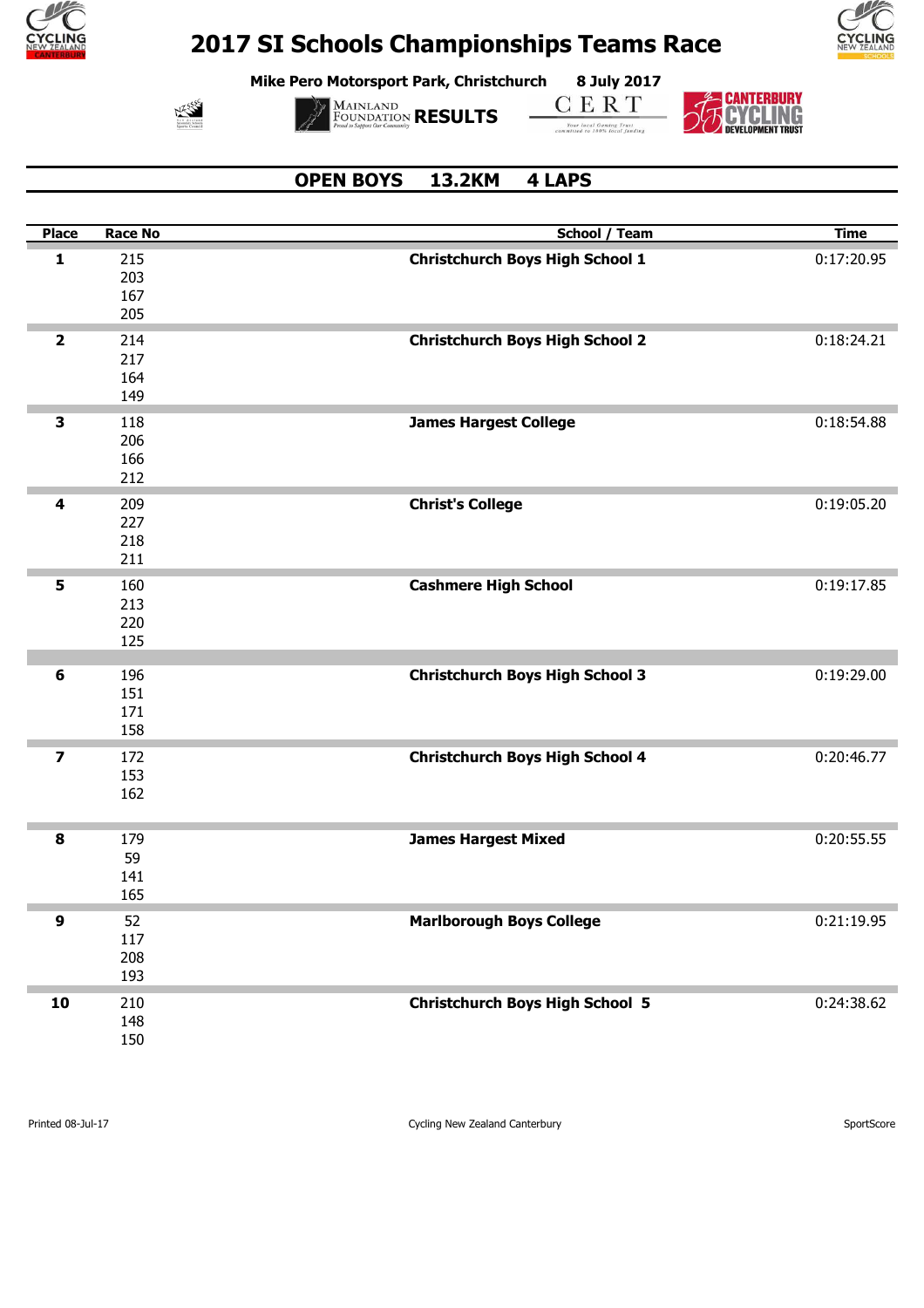# 2017 SI Schools Championships Teams Race

**Mike Pero Motorsport Park, Christchurch** **8 July 2017**

**RESULTS**

## OPEN BOYS 13.2KM 4 LAPS

| Place | Race No | School / Team | Time |
|---|---|---|---|
| **1** | 215<br>203<br>167<br>205 | **Christchurch Boys High School 1** | 0:17:20.95 |
| **2** | 214<br>217<br>164<br>149 | **Christchurch Boys High School 2** | 0:18:24.21 |
| **3** | 118<br>206<br>166<br>212 | **James Hargest College** | 0:18:54.88 |
| **4** | 209<br>227<br>218<br>211 | **Christ's College** | 0:19:05.20 |
| **5** | 160<br>213<br>220<br>125 | **Cashmere High School** | 0:19:17.85 |
| **6** | 196<br>151<br>171<br>158 | **Christchurch Boys High School 3** | 0:19:29.00 |
| **7** | 172<br>153<br>162 | **Christchurch Boys High School 4** | 0:20:46.77 |
| **8** | 179<br>59<br>141<br>165 | **James Hargest Mixed** | 0:20:55.55 |
| **9** | 52<br>117<br>208<br>193 | **Marlborough Boys College** | 0:21:19.95 |
| **10** | 210<br>148<br>150 | **Christchurch Boys High School 5** | 0:24:38.62 |

Printed 08-Jul-17 Cycling New Zealand Canterbury SportScore